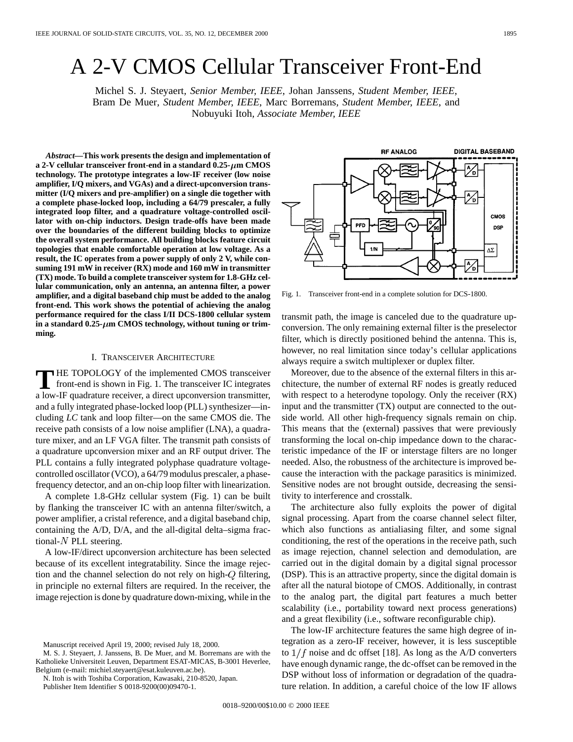# A 2-V CMOS Cellular Transceiver Front-End

Michel S. J. Steyaert, *Senior Member, IEEE*, Johan Janssens, *Student Member, IEEE*, Bram De Muer, *Student Member, IEEE*, Marc Borremans, *Student Member, IEEE*, and Nobuyuki Itoh, *Associate Member, IEEE*

***Abstract*—This work presents the design and implementation of a 2-V cellular transceiver front-end in a standard 0.25-$\mu$m CMOS technology. The prototype integrates a low-IF receiver (low noise amplifier, I/Q mixers, and VGAs) and a direct-upconversion transmitter (I/Q mixers and pre-amplifier) on a single die together with a complete phase-locked loop, including a 64/79 prescaler, a fully integrated loop filter, and a quadrature voltage-controlled oscillator with on-chip inductors. Design trade-offs have been made over the boundaries of the different building blocks to optimize the overall system performance. All building blocks feature circuit topologies that enable comfortable operation at low voltage. As a result, the IC operates from a power supply of only 2 V, while consuming 191 mW in receiver (RX) mode and 160 mW in transmitter (TX) mode. To build a complete transceiver system for 1.8-GHz cellular communication, only an antenna, an antenna filter, a power amplifier, and a digital baseband chip must be added to the analog front-end. This work shows the potential of achieving the analog performance required for the class I/II DCS-1800 cellular system in a standard 0.25-$\mu$m CMOS technology, without tuning or trimming.**

## I. Transceiver Architecture

The TOPOLOGY of the implemented CMOS transceiver front-end is shown in Fig. 1. The transceiver IC integrates a low-IF quadrature receiver, a direct upconversion transmitter, and a fully integrated phase-locked loop (PLL) synthesizer—including *LC* tank and loop filter—on the same CMOS die. The receive path consists of a low noise amplifier (LNA), a quadrature mixer, and an LF VGA filter. The transmit path consists of a quadrature upconversion mixer and an RF output driver. The PLL contains a fully integrated polyphase quadrature voltage-controlled oscillator (VCO), a 64/79 modulus prescaler, a phase-frequency detector, and an on-chip loop filter with linearization.

A complete 1.8-GHz cellular system (Fig. 1) can be built by flanking the transceiver IC with an antenna filter/switch, a power amplifier, a cristal reference, and a digital baseband chip, containing the A/D, D/A, and the all-digital delta–sigma fractional-$N$ PLL steering.

A low-IF/direct upconversion architecture has been selected because of its excellent integratability. Since the image rejection and the channel selection do not rely on high-$Q$ filtering, in principle no external filters are required. In the receiver, the image rejection is done by quadrature down-mixing, while in the transmit path, the image is canceled due to the quadrature upconversion. The only remaining external filter is the preselector filter, which is directly positioned behind the antenna. This is, however, no real limitation since today's cellular applications always require a switch multiplexer or duplex filter.

RF ANALOG
DIGITAL BASEBAND
PFD
1/N
0
90
A/D
A/D
A/D
CMOS
DSP
ΔΣ

Fig. 1. Transceiver front-end in a complete solution for DCS-1800.

Moreover, due to the absence of the external filters in this architecture, the number of external RF nodes is greatly reduced with respect to a heterodyne topology. Only the receiver (RX) input and the transmitter (TX) output are connected to the outside world. All other high-frequency signals remain on chip. This means that the (external) passives that were previously transforming the local on-chip impedance down to the characteristic impedance of the IF or interstage filters are no longer needed. Also, the robustness of the architecture is improved because the interaction with the package parasitics is minimized. Sensitive nodes are not brought outside, decreasing the sensitivity to interference and crosstalk.

The architecture also fully exploits the power of digital signal processing. Apart from the coarse channel select filter, which also functions as antialiasing filter, and some signal conditioning, the rest of the operations in the receive path, such as image rejection, channel selection and demodulation, are carried out in the digital domain by a digital signal processor (DSP). This is an attractive property, since the digital domain is after all the natural biotope of CMOS. Additionally, in contrast to the analog part, the digital part features a much better scalability (i.e., portability toward next process generations) and a great flexibility (i.e., software reconfigurable chip).

The low-IF architecture features the same high degree of integration as a zero-IF receiver, however, it is less susceptible to $1/f$ noise and dc offset [18]. As long as the A/D converters have enough dynamic range, the dc-offset can be removed in the DSP without loss of information or degradation of the quadrature relation. In addition, a careful choice of the low IF allows

Manuscript received April 19, 2000; revised July 18, 2000.

M. S. J. Steyaert, J. Janssens, B. De Muer, and M. Borremans are with the Katholieke Universiteit Leuven, Department ESAT-MICAS, B-3001 Heverlee, Belgium (e-mail: michiel.steyaert@esat.kuleuven.ac.be).

N. Itoh is with Toshiba Corporation, Kawasaki, 210-8520, Japan.

Publisher Item Identifier S 0018-9200(00)09470-1.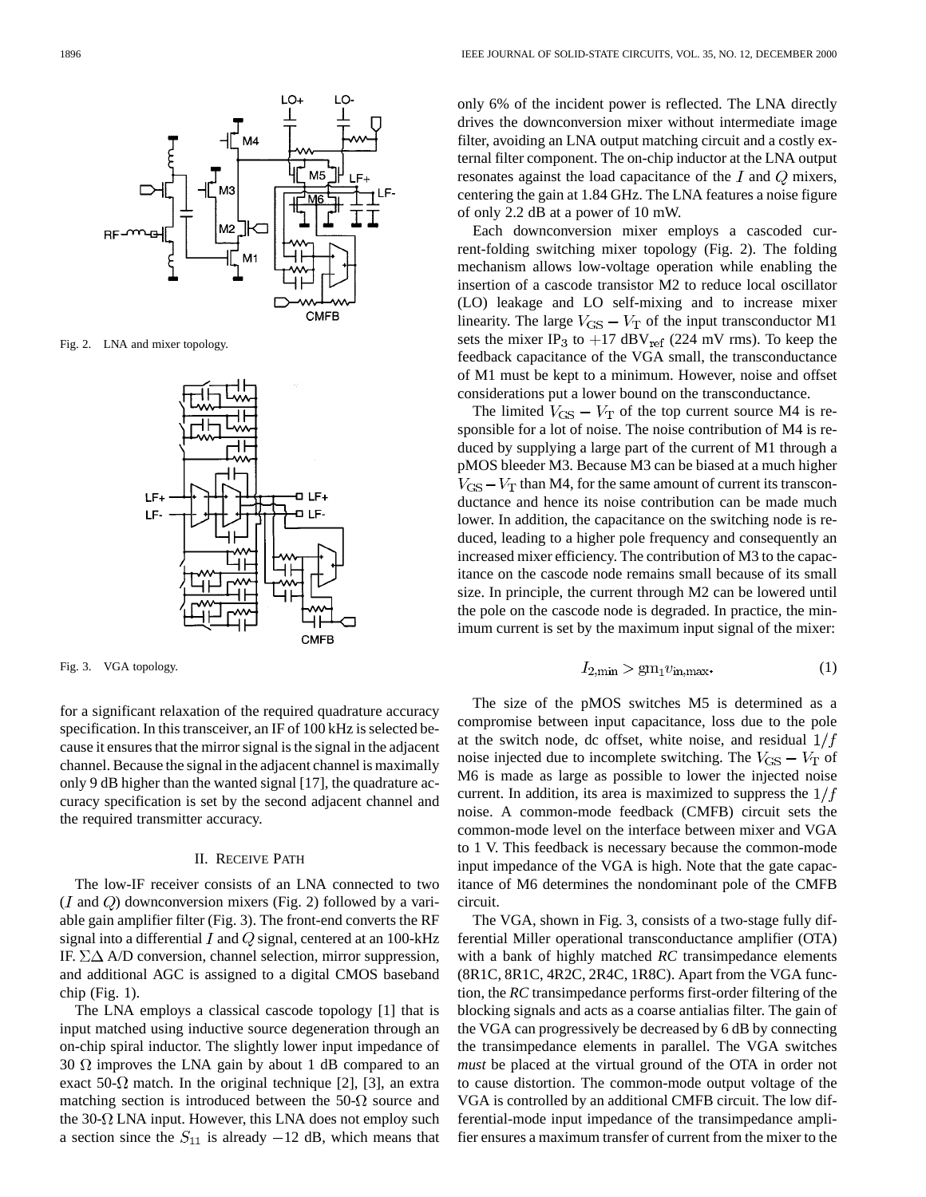Fig. 2. LNA and mixer topology.

Fig. 3. VGA topology.

for a significant relaxation of the required quadrature accuracy specification. In this transceiver, an IF of 100 kHz is selected because it ensures that the mirror signal is the signal in the adjacent channel. Because the signal in the adjacent channel is maximally only 9 dB higher than the wanted signal [17], the quadrature accuracy specification is set by the second adjacent channel and the required transmitter accuracy.

## II. Receive Path

The low-IF receiver consists of an LNA connected to two ($I$ and $Q$) downconversion mixers (Fig. 2) followed by a variable gain amplifier filter (Fig. 3). The front-end converts the RF signal into a differential $I$ and $Q$ signal, centered at an 100-kHz IF. $\Sigma\Delta$ A/D conversion, channel selection, mirror suppression, and additional AGC is assigned to a digital CMOS baseband chip (Fig. 1).

The LNA employs a classical cascode topology [1] that is input matched using inductive source degeneration through an on-chip spiral inductor. The slightly lower input impedance of 30 $\Omega$ improves the LNA gain by about 1 dB compared to an exact 50-$\Omega$ match. In the original technique [2], [3], an extra matching section is introduced between the 50-$\Omega$ source and the 30-$\Omega$ LNA input. However, this LNA does not employ such a section since the $S_{11}$ is already $-12$ dB, which means that only 6% of the incident power is reflected. The LNA directly drives the downconversion mixer without intermediate image filter, avoiding an LNA output matching circuit and a costly external filter component. The on-chip inductor at the LNA output resonates against the load capacitance of the $I$ and $Q$ mixers, centering the gain at 1.84 GHz. The LNA features a noise figure of only 2.2 dB at a power of 10 mW.

Each downconversion mixer employs a cascoded current-folding switching mixer topology (Fig. 2). The folding mechanism allows low-voltage operation while enabling the insertion of a cascode transistor M2 to reduce local oscillator (LO) leakage and LO self-mixing and to increase mixer linearity. The large $V_{\rm GS} - V_{\rm T}$ of the input transconductor M1 sets the mixer $\text{IP}_3$ to $+17$ $\text{dBV}_{\rm ref}$ (224 mV rms). To keep the feedback capacitance of the VGA small, the transconductance of M1 must be kept to a minimum. However, noise and offset considerations put a lower bound on the transconductance.

The limited $V_{\rm GS} - V_{\rm T}$ of the top current source M4 is responsible for a lot of noise. The noise contribution of M4 is reduced by supplying a large part of the current of M1 through a pMOS bleeder M3. Because M3 can be biased at a much higher $V_{\rm GS} - V_{\rm T}$ than M4, for the same amount of current its transconductance and hence its noise contribution can be made much lower. In addition, the capacitance on the switching node is reduced, leading to a higher pole frequency and consequently an increased mixer efficiency. The contribution of M3 to the capacitance on the cascode node remains small because of its small size. In principle, the current through M2 can be lowered until the pole on the cascode node is degraded. In practice, the minimum current is set by the maximum input signal of the mixer:

$$I_{2,\min} > \text{gm}_1 v_{\text{in,max}}. \tag{1}$$

The size of the pMOS switches M5 is determined as a compromise between input capacitance, loss due to the pole at the switch node, dc offset, white noise, and residual $1/f$ noise injected due to incomplete switching. The $V_{\rm GS} - V_{\rm T}$ of M6 is made as large as possible to lower the injected noise current. In addition, its area is maximized to suppress the $1/f$ noise. A common-mode feedback (CMFB) circuit sets the common-mode level on the interface between mixer and VGA to 1 V. This feedback is necessary because the common-mode input impedance of the VGA is high. Note that the gate capacitance of M6 determines the nondominant pole of the CMFB circuit.

The VGA, shown in Fig. 3, consists of a two-stage fully differential Miller operational transconductance amplifier (OTA) with a bank of highly matched *RC* transimpedance elements (8R1C, 8R1C, 4R2C, 2R4C, 1R8C). Apart from the VGA function, the *RC* transimpedance performs first-order filtering of the blocking signals and acts as a coarse antialias filter. The gain of the VGA can progressively be decreased by 6 dB by connecting the transimpedance elements in parallel. The VGA switches *must* be placed at the virtual ground of the OTA in order not to cause distortion. The common-mode output voltage of the VGA is controlled by an additional CMFB circuit. The low differential-mode input impedance of the transimpedance amplifier ensures a maximum transfer of current from the mixer to the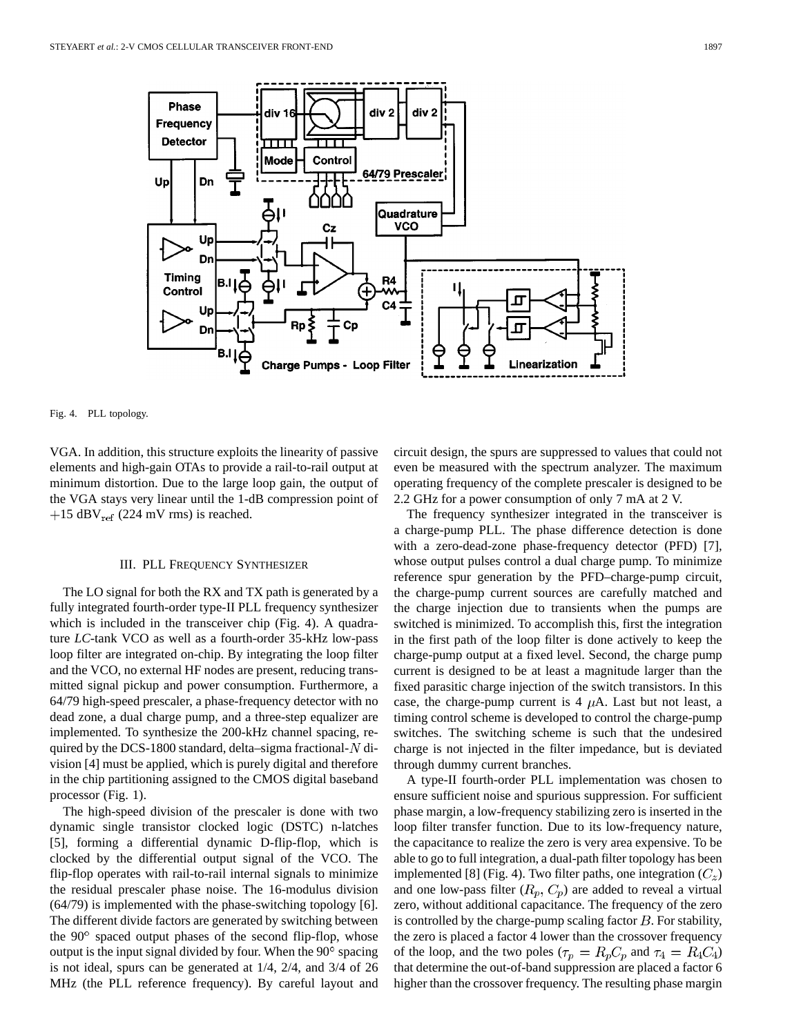Fig. 4. PLL topology.

VGA. In addition, this structure exploits the linearity of passive elements and high-gain OTAs to provide a rail-to-rail output at minimum distortion. Due to the large loop gain, the output of the VGA stays very linear until the 1-dB compression point of $+15$ dBV$_{\rm ref}$ (224 mV rms) is reached.

## III. PLL Frequency Synthesizer

The LO signal for both the RX and TX path is generated by a fully integrated fourth-order type-II PLL frequency synthesizer which is included in the transceiver chip (Fig. 4). A quadrature *LC*-tank VCO as well as a fourth-order 35-kHz low-pass loop filter are integrated on-chip. By integrating the loop filter and the VCO, no external HF nodes are present, reducing transmitted signal pickup and power consumption. Furthermore, a 64/79 high-speed prescaler, a phase-frequency detector with no dead zone, a dual charge pump, and a three-step equalizer are implemented. To synthesize the 200-kHz channel spacing, required by the DCS-1800 standard, delta–sigma fractional-$N$ division [4] must be applied, which is purely digital and therefore in the chip partitioning assigned to the CMOS digital baseband processor (Fig. 1).

The high-speed division of the prescaler is done with two dynamic single transistor clocked logic (DSTC) n-latches [5], forming a differential dynamic D-flip-flop, which is clocked by the differential output signal of the VCO. The flip-flop operates with rail-to-rail internal signals to minimize the residual prescaler phase noise. The 16-modulus division (64/79) is implemented with the phase-switching topology [6]. The different divide factors are generated by switching between the 90° spaced output phases of the second flip-flop, whose output is the input signal divided by four. When the 90° spacing is not ideal, spurs can be generated at 1/4, 2/4, and 3/4 of 26 MHz (the PLL reference frequency). By careful layout and circuit design, the spurs are suppressed to values that could not even be measured with the spectrum analyzer. The maximum operating frequency of the complete prescaler is designed to be 2.2 GHz for a power consumption of only 7 mA at 2 V.

The frequency synthesizer integrated in the transceiver is a charge-pump PLL. The phase difference detection is done with a zero-dead-zone phase-frequency detector (PFD) [7], whose output pulses control a dual charge pump. To minimize reference spur generation by the PFD–charge-pump circuit, the charge-pump current sources are carefully matched and the charge injection due to transients when the pumps are switched is minimized. To accomplish this, first the integration in the first path of the loop filter is done actively to keep the charge-pump output at a fixed level. Second, the charge pump current is designed to be at least a magnitude larger than the fixed parasitic charge injection of the switch transistors. In this case, the charge-pump current is 4 $\mu$A. Last but not least, a timing control scheme is developed to control the charge-pump switches. The switching scheme is such that the undesired charge is not injected in the filter impedance, but is deviated through dummy current branches.

A type-II fourth-order PLL implementation was chosen to ensure sufficient noise and spurious suppression. For sufficient phase margin, a low-frequency stabilizing zero is inserted in the loop filter transfer function. Due to its low-frequency nature, the capacitance to realize the zero is very area expensive. To be able to go to full integration, a dual-path filter topology has been implemented [8] (Fig. 4). Two filter paths, one integration ($C_z$) and one low-pass filter ($R_p$, $C_p$) are added to reveal a virtual zero, without additional capacitance. The frequency of the zero is controlled by the charge-pump scaling factor $B$. For stability, the zero is placed a factor 4 lower than the crossover frequency of the loop, and the two poles ($\tau_p = R_pC_p$ and $\tau_4 = R_4C_4$) that determine the out-of-band suppression are placed a factor 6 higher than the crossover frequency. The resulting phase margin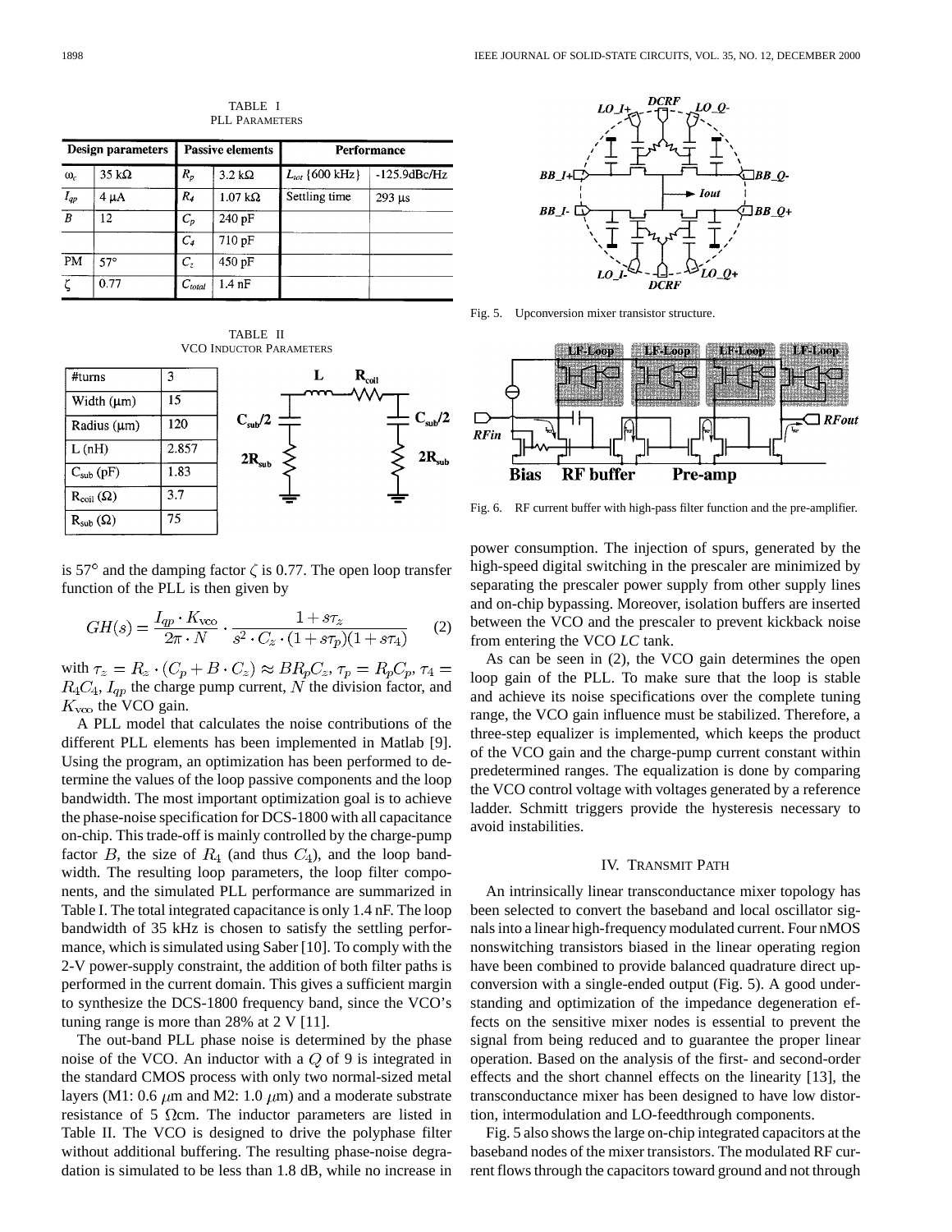TABLE I
PLL PARAMETERS

| Design parameters | | Passive elements | | Performance | |
|---|---|---|---|---|---|
| $\omega_c$ | 35 kΩ | $R_p$ | 3.2 kΩ | $L_{tot}$ {600 kHz} | -125.9dBc/Hz |
| $I_{qp}$ | 4 μA | $R_4$ | 1.07 kΩ | Settling time | 293 μs |
| $B$ | 12 | $C_p$ | 240 pF | | |
| | | $C_4$ | 710 pF | | |
| PM | 57° | $C_z$ | 450 pF | | |
| ζ | 0.77 | $C_{total}$ | 1.4 nF | | |

TABLE II
VCO INDUCTOR PARAMETERS

| #turns | 3 |
|---|---|
| Width (μm) | 15 |
| Radius (μm) | 120 |
| L (nH) | 2.857 |
| $C_{sub}$ (pF) | 1.83 |
| $R_{coil}$ (Ω) | 3.7 |
| $R_{sub}$ (Ω) | 75 |

is 57° and the damping factor $\zeta$ is 0.77. The open loop transfer function of the PLL is then given by

$$GH(s) = \frac{I_{qp} \cdot K_{\text{vco}}}{2\pi \cdot N} \cdot \frac{1 + s\tau_z}{s^2 \cdot C_z \cdot (1 + s\tau_p)(1 + s\tau_4)} \qquad (2)$$

with $\tau_z = R_z \cdot (C_p + B \cdot C_z) \approx BR_pC_z$, $\tau_p = R_pC_p$, $\tau_4 = R_4C_4$, $I_{qp}$ the charge pump current, $N$ the division factor, and $K_{\text{vco}}$ the VCO gain.

A PLL model that calculates the noise contributions of the different PLL elements has been implemented in Matlab [9]. Using the program, an optimization has been performed to determine the values of the loop passive components and the loop bandwidth. The most important optimization goal is to achieve the phase-noise specification for DCS-1800 with all capacitance on-chip. This trade-off is mainly controlled by the charge-pump factor $B$, the size of $R_4$ (and thus $C_4$), and the loop bandwidth. The resulting loop parameters, the loop filter components, and the simulated PLL performance are summarized in Table I. The total integrated capacitance is only 1.4 nF. The loop bandwidth of 35 kHz is chosen to satisfy the settling performance, which is simulated using Saber [10]. To comply with the 2-V power-supply constraint, the addition of both filter paths is performed in the current domain. This gives a sufficient margin to synthesize the DCS-1800 frequency band, since the VCO's tuning range is more than 28% at 2 V [11].

The out-band PLL phase noise is determined by the phase noise of the VCO. An inductor with a $Q$ of 9 is integrated in the standard CMOS process with only two normal-sized metal layers (M1: 0.6 $\mu$m and M2: 1.0 $\mu$m) and a moderate substrate resistance of 5 Ωcm. The inductor parameters are listed in Table II. The VCO is designed to drive the polyphase filter without additional buffering. The resulting phase-noise degradation is simulated to be less than 1.8 dB, while no increase in power consumption. The injection of spurs, generated by the high-speed digital switching in the prescaler are minimized by separating the prescaler power supply from other supply lines and on-chip bypassing. Moreover, isolation buffers are inserted between the VCO and the prescaler to prevent kickback noise from entering the VCO *LC* tank.

As can be seen in (2), the VCO gain determines the open loop gain of the PLL. To make sure that the loop is stable and achieve its noise specifications over the complete tuning range, the VCO gain influence must be stabilized. Therefore, a three-step equalizer is implemented, which keeps the product of the VCO gain and the charge-pump current constant within predetermined ranges. The equalization is done by comparing the VCO control voltage with voltages generated by a reference ladder. Schmitt triggers provide the hysteresis necessary to avoid instabilities.

Fig. 5. Upconversion mixer transistor structure.

Fig. 6. RF current buffer with high-pass filter function and the pre-amplifier.

## IV. TRANSMIT PATH

An intrinsically linear transconductance mixer topology has been selected to convert the baseband and local oscillator signals into a linear high-frequency modulated current. Four nMOS nonswitching transistors biased in the linear operating region have been combined to provide balanced quadrature direct upconversion with a single-ended output (Fig. 5). A good understanding and optimization of the impedance degeneration effects on the sensitive mixer nodes is essential to prevent the signal from being reduced and to guarantee the proper linear operation. Based on the analysis of the first- and second-order effects and the short channel effects on the linearity [13], the transconductance mixer has been designed to have low distortion, intermodulation and LO-feedthrough components.

Fig. 5 also shows the large on-chip integrated capacitors at the baseband nodes of the mixer transistors. The modulated RF current flows through the capacitors toward ground and not through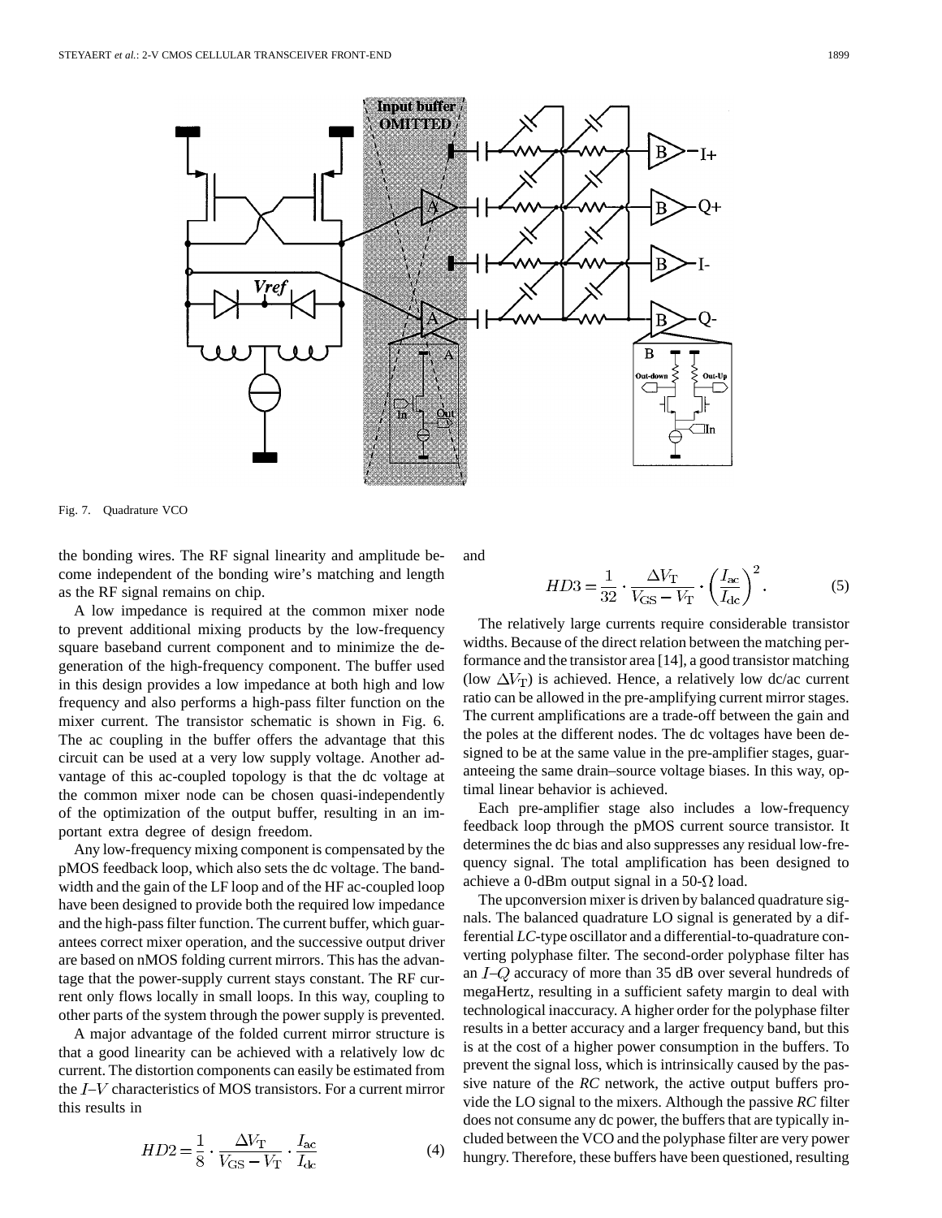Fig. 7. Quadrature VCO

the bonding wires. The RF signal linearity and amplitude become independent of the bonding wire's matching and length as the RF signal remains on chip.

A low impedance is required at the common mixer node to prevent additional mixing products by the low-frequency square baseband current component and to minimize the degeneration of the high-frequency component. The buffer used in this design provides a low impedance at both high and low frequency and also performs a high-pass filter function on the mixer current. The transistor schematic is shown in Fig. 6. The ac coupling in the buffer offers the advantage that this circuit can be used at a very low supply voltage. Another advantage of this ac-coupled topology is that the dc voltage at the common mixer node can be chosen quasi-independently of the optimization of the output buffer, resulting in an important extra degree of design freedom.

Any low-frequency mixing component is compensated by the pMOS feedback loop, which also sets the dc voltage. The bandwidth and the gain of the LF loop and of the HF ac-coupled loop have been designed to provide both the required low impedance and the high-pass filter function. The current buffer, which guarantees correct mixer operation, and the successive output driver are based on nMOS folding current mirrors. This has the advantage that the power-supply current stays constant. The RF current only flows locally in small loops. In this way, coupling to other parts of the system through the power supply is prevented.

A major advantage of the folded current mirror structure is that a good linearity can be achieved with a relatively low dc current. The distortion components can easily be estimated from the $I$–$V$ characteristics of MOS transistors. For a current mirror this results in

$$HD2 = \frac{1}{8} \cdot \frac{\Delta V_T}{V_{GS} - V_T} \cdot \frac{I_{ac}}{I_{dc}} \tag{4}$$

and

$$HD3 = \frac{1}{32} \cdot \frac{\Delta V_T}{V_{GS} - V_T} \cdot \left(\frac{I_{ac}}{I_{dc}}\right)^2. \tag{5}$$

The relatively large currents require considerable transistor widths. Because of the direct relation between the matching performance and the transistor area [14], a good transistor matching (low $\Delta V_T$) is achieved. Hence, a relatively low dc/ac current ratio can be allowed in the pre-amplifying current mirror stages. The current amplifications are a trade-off between the gain and the poles at the different nodes. The dc voltages have been designed to be at the same value in the pre-amplifier stages, guaranteeing the same drain–source voltage biases. In this way, optimal linear behavior is achieved.

Each pre-amplifier stage also includes a low-frequency feedback loop through the pMOS current source transistor. It determines the dc bias and also suppresses any residual low-frequency signal. The total amplification has been designed to achieve a 0-dBm output signal in a 50-$\Omega$ load.

The upconversion mixer is driven by balanced quadrature signals. The balanced quadrature LO signal is generated by a differential *LC*-type oscillator and a differential-to-quadrature converting polyphase filter. The second-order polyphase filter has an $I$–$Q$ accuracy of more than 35 dB over several hundreds of megaHertz, resulting in a sufficient safety margin to deal with technological inaccuracy. A higher order for the polyphase filter results in a better accuracy and a larger frequency band, but this is at the cost of a higher power consumption in the buffers. To prevent the signal loss, which is intrinsically caused by the passive nature of the *RC* network, the active output buffers provide the LO signal to the mixers. Although the passive *RC* filter does not consume any dc power, the buffers that are typically included between the VCO and the polyphase filter are very power hungry. Therefore, these buffers have been questioned, resulting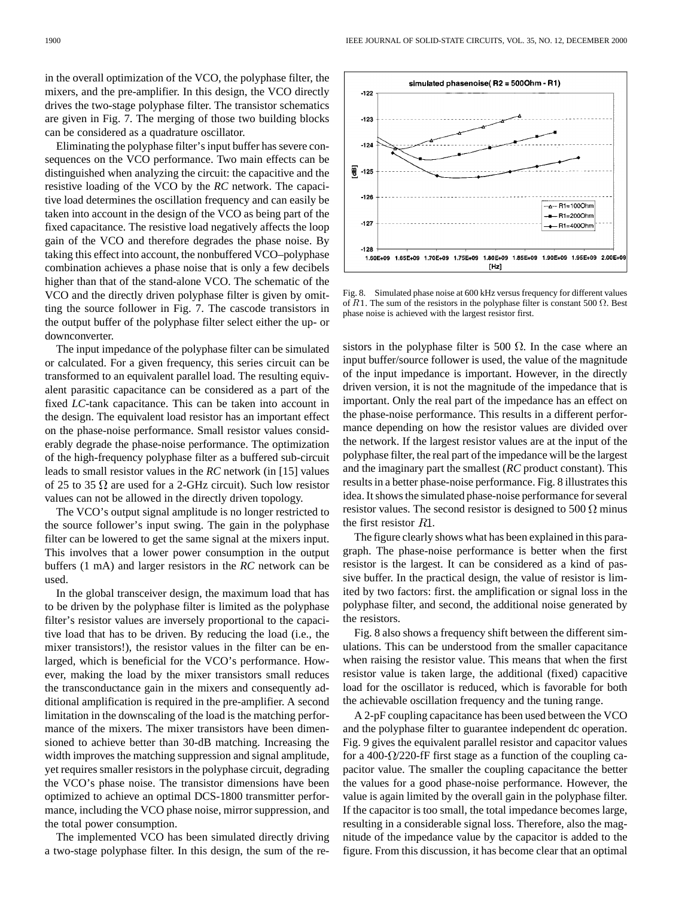in the overall optimization of the VCO, the polyphase filter, the mixers, and the pre-amplifier. In this design, the VCO directly drives the two-stage polyphase filter. The transistor schematics are given in Fig. 7. The merging of those two building blocks can be considered as a quadrature oscillator.

Eliminating the polyphase filter's input buffer has severe consequences on the VCO performance. Two main effects can be distinguished when analyzing the circuit: the capacitive and the resistive loading of the VCO by the *RC* network. The capacitive load determines the oscillation frequency and can easily be taken into account in the design of the VCO as being part of the fixed capacitance. The resistive load negatively affects the loop gain of the VCO and therefore degrades the phase noise. By taking this effect into account, the nonbuffered VCO–polyphase combination achieves a phase noise that is only a few decibels higher than that of the stand-alone VCO. The schematic of the VCO and the directly driven polyphase filter is given by omitting the source follower in Fig. 7. The cascode transistors in the output buffer of the polyphase filter select either the up- or downconverter.

The input impedance of the polyphase filter can be simulated or calculated. For a given frequency, this series circuit can be transformed to an equivalent parallel load. The resulting equivalent parasitic capacitance can be considered as a part of the fixed *LC*-tank capacitance. This can be taken into account in the design. The equivalent load resistor has an important effect on the phase-noise performance. Small resistor values considerably degrade the phase-noise performance. The optimization of the high-frequency polyphase filter as a buffered sub-circuit leads to small resistor values in the *RC* network (in [15] values of 25 to 35 Ω are used for a 2-GHz circuit). Such low resistor values can not be allowed in the directly driven topology.

The VCO's output signal amplitude is no longer restricted to the source follower's input swing. The gain in the polyphase filter can be lowered to get the same signal at the mixers input. This involves that a lower power consumption in the output buffers (1 mA) and larger resistors in the *RC* network can be used.

In the global transceiver design, the maximum load that has to be driven by the polyphase filter is limited as the polyphase filter's resistor values are inversely proportional to the capacitive load that has to be driven. By reducing the load (i.e., the mixer transistors!), the resistor values in the filter can be enlarged, which is beneficial for the VCO's performance. However, making the load by the mixer transistors small reduces the transconductance gain in the mixers and consequently additional amplification is required in the pre-amplifier. A second limitation in the downscaling of the load is the matching performance of the mixers. The mixer transistors have been dimensioned to achieve better than 30-dB matching. Increasing the width improves the matching suppression and signal amplitude, yet requires smaller resistors in the polyphase circuit, degrading the VCO's phase noise. The transistor dimensions have been optimized to achieve an optimal DCS-1800 transmitter performance, including the VCO phase noise, mirror suppression, and the total power consumption.

The implemented VCO has been simulated directly driving a two-stage polyphase filter. In this design, the sum of the resistors in the polyphase filter is 500 Ω. In the case where an input buffer/source follower is used, the value of the magnitude of the input impedance is important. However, in the directly driven version, it is not the magnitude of the impedance that is important. Only the real part of the impedance has an effect on the phase-noise performance. This results in a different performance depending on how the resistor values are divided over the network. If the largest resistor values are at the input of the polyphase filter, the real part of the impedance will be the largest and the imaginary part the smallest (*RC* product constant). This results in a better phase-noise performance. Fig. 8 illustrates this idea. It shows the simulated phase-noise performance for several resistor values. The second resistor is designed to 500 Ω minus the first resistor $R1$.

simulated phasenoise( R2 = 500Ohm - R1)

-122
-123
-124
-125
-126
-127
-128

[dB]

1.60E+09 1.65E+09 1.70E+09 1.75E+09 1.80E+09 1.85E+09 1.90E+09 1.95E+09 2.00E+09

[Hz]

R1=100Ohm
R1=200Ohm
R1=400Ohm

Fig. 8. Simulated phase noise at 600 kHz versus frequency for different values of $R1$. The sum of the resistors in the polyphase filter is constant 500 Ω. Best phase noise is achieved with the largest resistor first.

The figure clearly shows what has been explained in this paragraph. The phase-noise performance is better when the first resistor is the largest. It can be considered as a kind of passive buffer. In the practical design, the value of resistor is limited by two factors: first. the amplification or signal loss in the polyphase filter, and second, the additional noise generated by the resistors.

Fig. 8 also shows a frequency shift between the different simulations. This can be understood from the smaller capacitance when raising the resistor value. This means that when the first resistor value is taken large, the additional (fixed) capacitive load for the oscillator is reduced, which is favorable for both the achievable oscillation frequency and the tuning range.

A 2-pF coupling capacitance has been used between the VCO and the polyphase filter to guarantee independent dc operation. Fig. 9 gives the equivalent parallel resistor and capacitor values for a 400-Ω/220-fF first stage as a function of the coupling capacitor value. The smaller the coupling capacitance the better the values for a good phase-noise performance. However, the value is again limited by the overall gain in the polyphase filter. If the capacitor is too small, the total impedance becomes large, resulting in a considerable signal loss. Therefore, also the magnitude of the impedance value by the capacitor is added to the figure. From this discussion, it has become clear that an optimal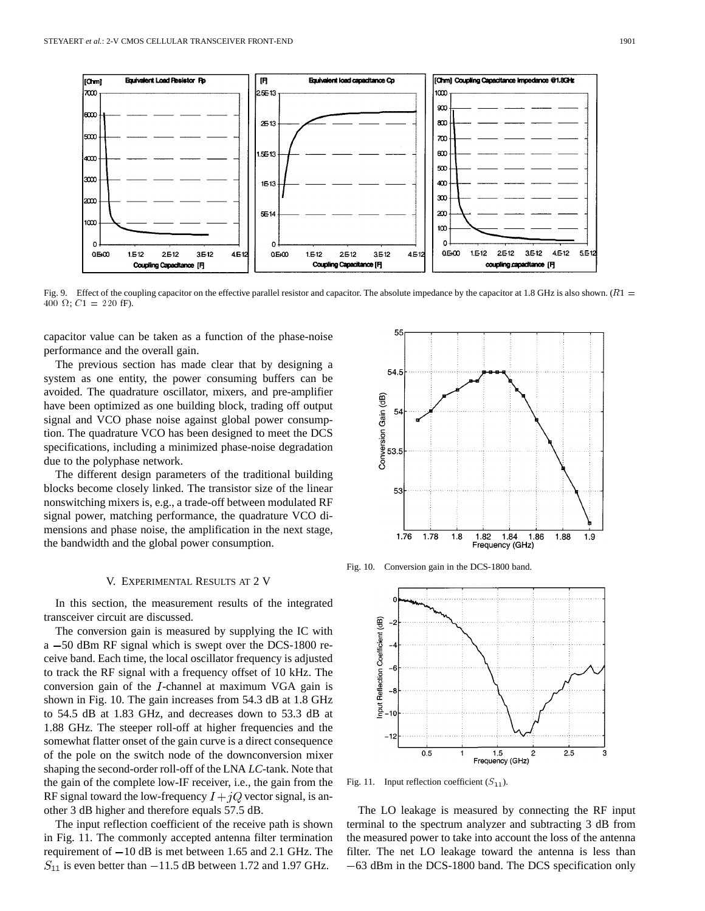Fig. 9. Effect of the coupling capacitor on the effective parallel resistor and capacitor. The absolute impedance by the capacitor at 1.8 GHz is also shown. ($R1 = 400\ \Omega$; $C1 = 220$ fF).

capacitor value can be taken as a function of the phase-noise performance and the overall gain.

The previous section has made clear that by designing a system as one entity, the power consuming buffers can be avoided. The quadrature oscillator, mixers, and pre-amplifier have been optimized as one building block, trading off output signal and VCO phase noise against global power consumption. The quadrature VCO has been designed to meet the DCS specifications, including a minimized phase-noise degradation due to the polyphase network.

The different design parameters of the traditional building blocks become closely linked. The transistor size of the linear nonswitching mixers is, e.g., a trade-off between modulated RF signal power, matching performance, the quadrature VCO dimensions and phase noise, the amplification in the next stage, the bandwidth and the global power consumption.

## V. Experimental Results at 2 V

In this section, the measurement results of the integrated transceiver circuit are discussed.

The conversion gain is measured by supplying the IC with a −50 dBm RF signal which is swept over the DCS-1800 receive band. Each time, the local oscillator frequency is adjusted to track the RF signal with a frequency offset of 10 kHz. The conversion gain of the $I$-channel at maximum VGA gain is shown in Fig. 10. The gain increases from 54.3 dB at 1.8 GHz to 54.5 dB at 1.83 GHz, and decreases down to 53.3 dB at 1.88 GHz. The steeper roll-off at higher frequencies and the somewhat flatter onset of the gain curve is a direct consequence of the pole on the switch node of the downconversion mixer shaping the second-order roll-off of the LNA *LC*-tank. Note that the gain of the complete low-IF receiver, i.e., the gain from the RF signal toward the low-frequency $I + jQ$ vector signal, is another 3 dB higher and therefore equals 57.5 dB.

The input reflection coefficient of the receive path is shown in Fig. 11. The commonly accepted antenna filter termination requirement of −10 dB is met between 1.65 and 2.1 GHz. The $S_{11}$ is even better than −11.5 dB between 1.72 and 1.97 GHz.

Fig. 10. Conversion gain in the DCS-1800 band.

Fig. 11. Input reflection coefficient ($S_{11}$).

The LO leakage is measured by connecting the RF input terminal to the spectrum analyzer and subtracting 3 dB from the measured power to take into account the loss of the antenna filter. The net LO leakage toward the antenna is less than −63 dBm in the DCS-1800 band. The DCS specification only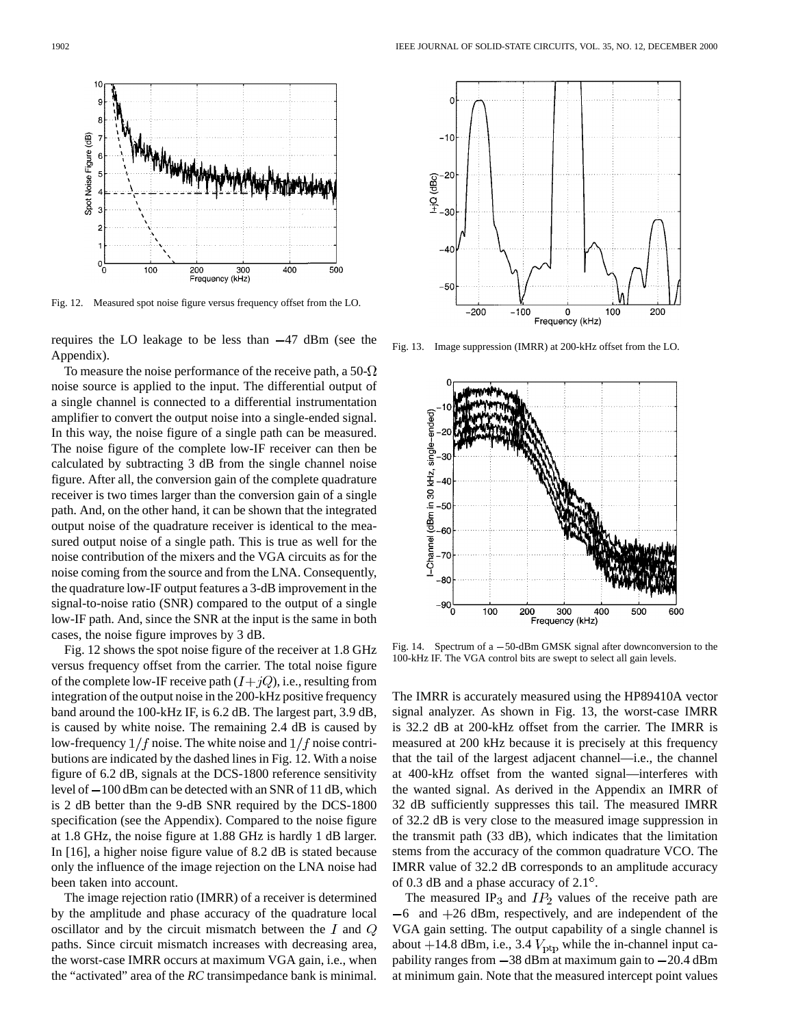Fig. 12. Measured spot noise figure versus frequency offset from the LO.

Fig. 13. Image suppression (IMRR) at 200-kHz offset from the LO.

Fig. 14. Spectrum of a −50-dBm GMSK signal after downconversion to the 100-kHz IF. The VGA control bits are swept to select all gain levels.

requires the LO leakage to be less than −47 dBm (see the Appendix).

To measure the noise performance of the receive path, a 50-Ω noise source is applied to the input. The differential output of a single channel is connected to a differential instrumentation amplifier to convert the output noise into a single-ended signal. In this way, the noise figure of a single path can be measured. The noise figure of the complete low-IF receiver can then be calculated by subtracting 3 dB from the single channel noise figure. After all, the conversion gain of the complete quadrature receiver is two times larger than the conversion gain of a single path. And, on the other hand, it can be shown that the integrated output noise of the quadrature receiver is identical to the measured output noise of a single path. This is true as well for the noise contribution of the mixers and the VGA circuits as for the noise coming from the source and from the LNA. Consequently, the quadrature low-IF output features a 3-dB improvement in the signal-to-noise ratio (SNR) compared to the output of a single low-IF path. And, since the SNR at the input is the same in both cases, the noise figure improves by 3 dB.

Fig. 12 shows the spot noise figure of the receiver at 1.8 GHz versus frequency offset from the carrier. The total noise figure of the complete low-IF receive path ($I + jQ$), i.e., resulting from integration of the output noise in the 200-kHz positive frequency band around the 100-kHz IF, is 6.2 dB. The largest part, 3.9 dB, is caused by white noise. The remaining 2.4 dB is caused by low-frequency $1/f$ noise. The white noise and $1/f$ noise contributions are indicated by the dashed lines in Fig. 12. With a noise figure of 6.2 dB, signals at the DCS-1800 reference sensitivity level of −100 dBm can be detected with an SNR of 11 dB, which is 2 dB better than the 9-dB SNR required by the DCS-1800 specification (see the Appendix). Compared to the noise figure at 1.8 GHz, the noise figure at 1.88 GHz is hardly 1 dB larger. In [16], a higher noise figure value of 8.2 dB is stated because only the influence of the image rejection on the LNA noise had been taken into account.

The image rejection ratio (IMRR) of a receiver is determined by the amplitude and phase accuracy of the quadrature local oscillator and by the circuit mismatch between the $I$ and $Q$ paths. Since circuit mismatch increases with decreasing area, the worst-case IMRR occurs at maximum VGA gain, i.e., when the "activated" area of the *RC* transimpedance bank is minimal. The IMRR is accurately measured using the HP89410A vector signal analyzer. As shown in Fig. 13, the worst-case IMRR is 32.2 dB at 200-kHz offset from the carrier. The IMRR is measured at 200 kHz because it is precisely at this frequency that the tail of the largest adjacent channel—i.e., the channel at 400-kHz offset from the wanted signal—interferes with the wanted signal. As derived in the Appendix an IMRR of 32 dB sufficiently suppresses this tail. The measured IMRR of 32.2 dB is very close to the measured image suppression in the transmit path (33 dB), which indicates that the limitation stems from the accuracy of the common quadrature VCO. The IMRR value of 32.2 dB corresponds to an amplitude accuracy of 0.3 dB and a phase accuracy of 2.1°.

The measured $\mathrm{IP}_3$ and $IP_2$ values of the receive path are −6 and +26 dBm, respectively, and are independent of the VGA gain setting. The output capability of a single channel is about +14.8 dBm, i.e., 3.4 $V_{\mathrm{ptp}}$ while the in-channel input capability ranges from −38 dBm at maximum gain to −20.4 dBm at minimum gain. Note that the measured intercept point values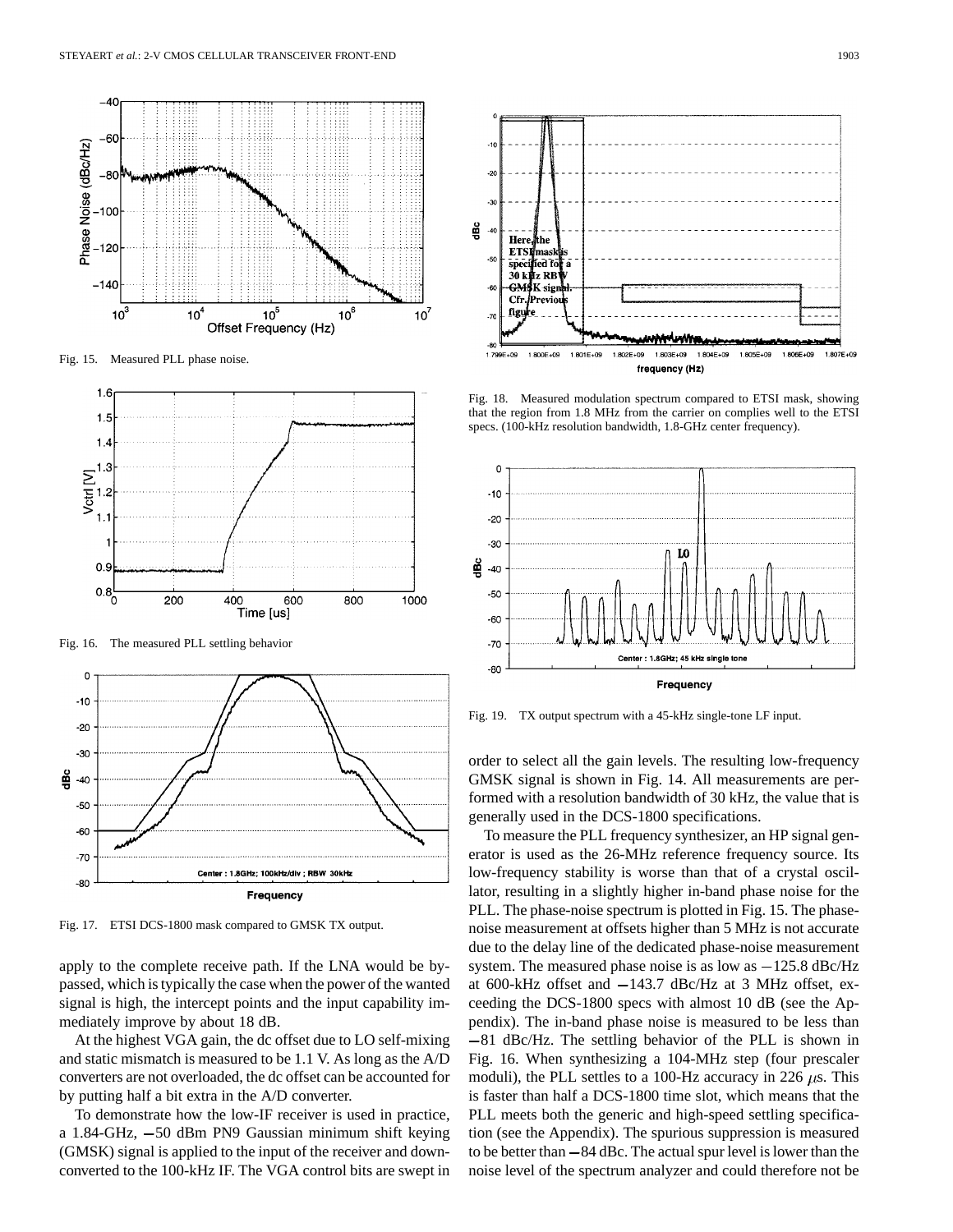Fig. 15. Measured PLL phase noise.

Fig. 16. The measured PLL settling behavior

Fig. 17. ETSI DCS-1800 mask compared to GMSK TX output.

Fig. 18. Measured modulation spectrum compared to ETSI mask, showing that the region from 1.8 MHz from the carrier on complies well to the ETSI specs. (100-kHz resolution bandwidth, 1.8-GHz center frequency).

Fig. 19. TX output spectrum with a 45-kHz single-tone LF input.

apply to the complete receive path. If the LNA would be bypassed, which is typically the case when the power of the wanted signal is high, the intercept points and the input capability immediately improve by about 18 dB.

At the highest VGA gain, the dc offset due to LO self-mixing and static mismatch is measured to be 1.1 V. As long as the A/D converters are not overloaded, the dc offset can be accounted for by putting half a bit extra in the A/D converter.

To demonstrate how the low-IF receiver is used in practice, a 1.84-GHz, −50 dBm PN9 Gaussian minimum shift keying (GMSK) signal is applied to the input of the receiver and downconverted to the 100-kHz IF. The VGA control bits are swept in order to select all the gain levels. The resulting low-frequency GMSK signal is shown in Fig. 14. All measurements are performed with a resolution bandwidth of 30 kHz, the value that is generally used in the DCS-1800 specifications.

To measure the PLL frequency synthesizer, an HP signal generator is used as the 26-MHz reference frequency source. Its low-frequency stability is worse than that of a crystal oscillator, resulting in a slightly higher in-band phase noise for the PLL. The phase-noise spectrum is plotted in Fig. 15. The phase-noise measurement at offsets higher than 5 MHz is not accurate due to the delay line of the dedicated phase-noise measurement system. The measured phase noise is as low as −125.8 dBc/Hz at 600-kHz offset and −143.7 dBc/Hz at 3 MHz offset, exceeding the DCS-1800 specs with almost 10 dB (see the Appendix). The in-band phase noise is measured to be less than −81 dBc/Hz. The settling behavior of the PLL is shown in Fig. 16. When synthesizing a 104-MHz step (four prescaler moduli), the PLL settles to a 100-Hz accuracy in 226 $\mu$s. This is faster than half a DCS-1800 time slot, which means that the PLL meets both the generic and high-speed settling specification (see the Appendix). The spurious suppression is measured to be better than −84 dBc. The actual spur level is lower than the noise level of the spectrum analyzer and could therefore not be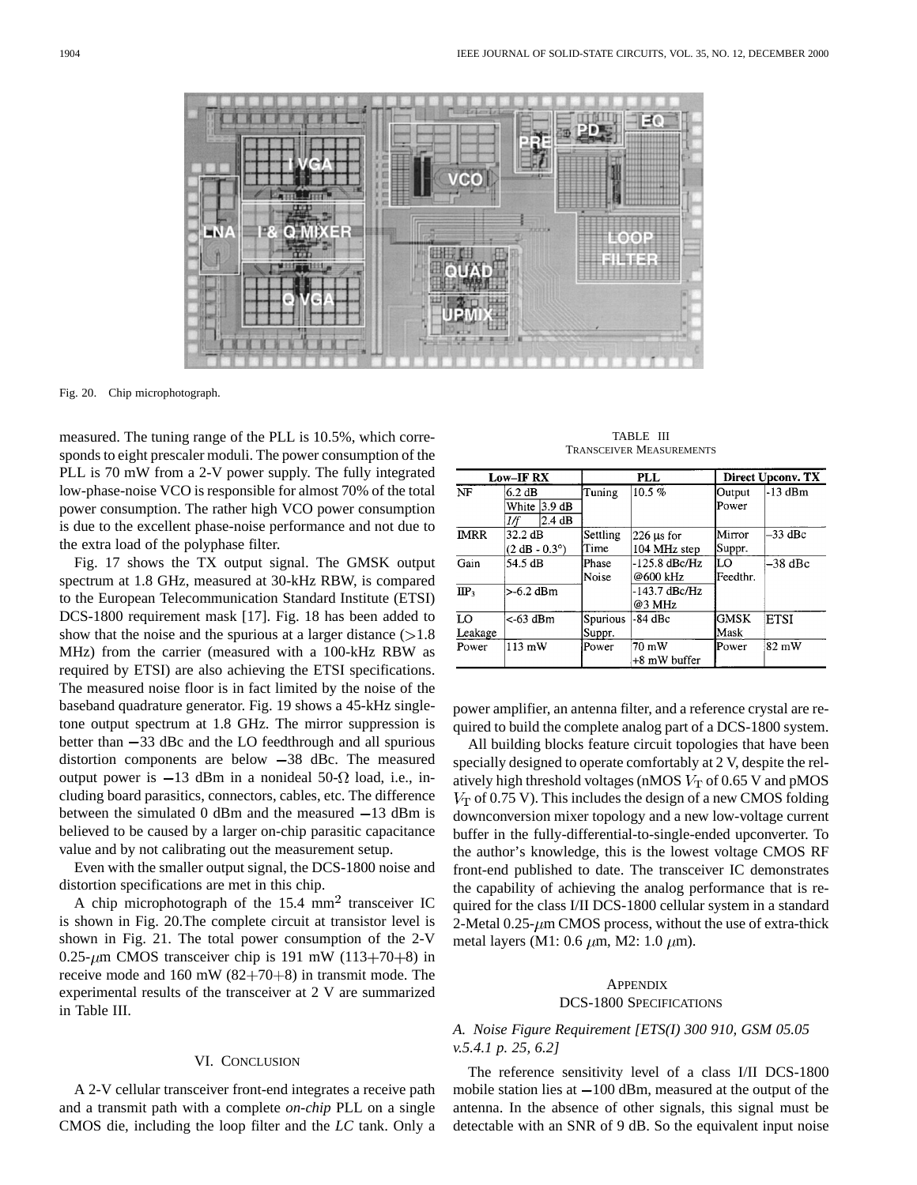Fig. 20. Chip microphotograph.

measured. The tuning range of the PLL is 10.5%, which corresponds to eight prescaler moduli. The power consumption of the PLL is 70 mW from a 2-V power supply. The fully integrated low-phase-noise VCO is responsible for almost 70% of the total power consumption. The rather high VCO power consumption is due to the excellent phase-noise performance and not due to the extra load of the polyphase filter.

Fig. 17 shows the TX output signal. The GMSK output spectrum at 1.8 GHz, measured at 30-kHz RBW, is compared to the European Telecommunication Standard Institute (ETSI) DCS-1800 requirement mask [17]. Fig. 18 has been added to show that the noise and the spurious at a larger distance (>1.8 MHz) from the carrier (measured with a 100-kHz RBW as required by ETSI) are also achieving the ETSI specifications. The measured noise floor is in fact limited by the noise of the baseband quadrature generator. Fig. 19 shows a 45-kHz single-tone output spectrum at 1.8 GHz. The mirror suppression is better than −33 dBc and the LO feedthrough and all spurious distortion components are below −38 dBc. The measured output power is −13 dBm in a nonideal 50-Ω load, i.e., including board parasitics, connectors, cables, etc. The difference between the simulated 0 dBm and the measured −13 dBm is believed to be caused by a larger on-chip parasitic capacitance value and by not calibrating out the measurement setup.

Even with the smaller output signal, the DCS-1800 noise and distortion specifications are met in this chip.

A chip microphotograph of the 15.4 mm$^2$ transceiver IC is shown in Fig. 20.The complete circuit at transistor level is shown in Fig. 21. The total power consumption of the 2-V 0.25-$\mu$m CMOS transceiver chip is 191 mW (113+70+8) in receive mode and 160 mW (82+70+8) in transmit mode. The experimental results of the transceiver at 2 V are summarized in Table III.

TABLE III
TRANSCEIVER MEASUREMENTS

| Low–IF RX | | PLL | | Direct Upconv. TX | |
|---|---|---|---|---|---|
| NF | 6.2 dB<br>White 3.9 dB<br>1/f 2.4 dB | Tuning | 10.5 % | Output Power | -13 dBm |
| IMRR | 32.2 dB<br>(2 dB - 0.3°) | Settling Time | 226 µs for 104 MHz step | Mirror Suppr. | –33 dBc |
| Gain | 54.5 dB | Phase Noise | -125.8 dBc/Hz @600 kHz | LO Feedthr. | –38 dBc |
| $IIP_3$ | >-6.2 dBm | | -143.7 dBc/Hz @3 MHz | | |
| LO Leakage | <-63 dBm | Spurious Suppr. | -84 dBc | GMSK Mask | ETSI |
| Power | 113 mW | Power | 70 mW +8 mW buffer | Power | 82 mW |

## VI. CONCLUSION

A 2-V cellular transceiver front-end integrates a receive path and a transmit path with a complete *on-chip* PLL on a single CMOS die, including the loop filter and the *LC* tank. Only a power amplifier, an antenna filter, and a reference crystal are required to build the complete analog part of a DCS-1800 system.

All building blocks feature circuit topologies that have been specially designed to operate comfortably at 2 V, despite the relatively high threshold voltages (nMOS $V_T$ of 0.65 V and pMOS $V_T$ of 0.75 V). This includes the design of a new CMOS folding downconversion mixer topology and a new low-voltage current buffer in the fully-differential-to-single-ended upconverter. To the author's knowledge, this is the lowest voltage CMOS RF front-end published to date. The transceiver IC demonstrates the capability of achieving the analog performance that is required for the class I/II DCS-1800 cellular system in a standard 2-Metal 0.25-$\mu$m CMOS process, without the use of extra-thick metal layers (M1: 0.6 $\mu$m, M2: 1.0 $\mu$m).

## APPENDIX
## DCS-1800 SPECIFICATIONS

### *A. Noise Figure Requirement [ETS(I) 300 910, GSM 05.05 v.5.4.1 p. 25, 6.2]*

The reference sensitivity level of a class I/II DCS-1800 mobile station lies at −100 dBm, measured at the output of the antenna. In the absence of other signals, this signal must be detectable with an SNR of 9 dB. So the equivalent input noise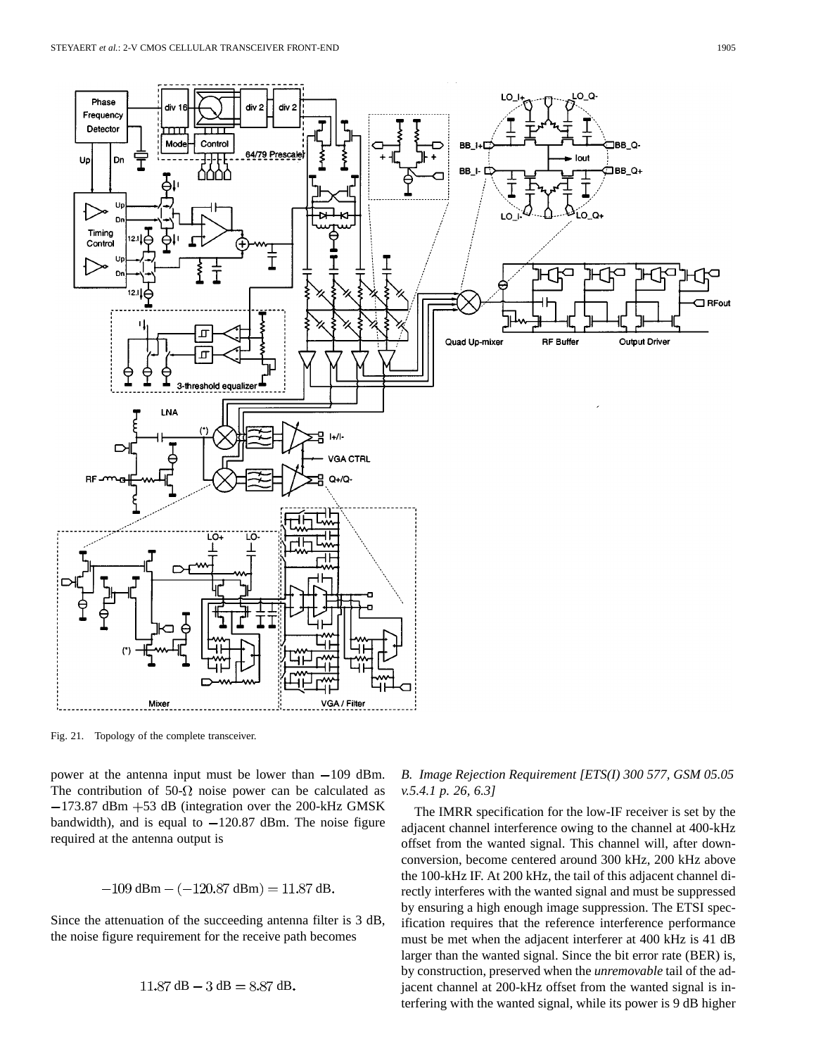Fig. 21. Topology of the complete transceiver.

power at the antenna input must be lower than $-109$ dBm. The contribution of 50-$\Omega$ noise power can be calculated as $-173.87$ dBm $+53$ dB (integration over the 200-kHz GMSK bandwidth), and is equal to $-120.87$ dBm. The noise figure required at the antenna output is

$$-109 \text{ dBm} - (-120.87 \text{ dBm}) = 11.87 \text{ dB}.$$

Since the attenuation of the succeeding antenna filter is 3 dB, the noise figure requirement for the receive path becomes

$$11.87 \text{ dB} - 3 \text{ dB} = 8.87 \text{ dB}.$$

### *B. Image Rejection Requirement [ETS(I) 300 577, GSM 05.05 v.5.4.1 p. 26, 6.3]*

The IMRR specification for the low-IF receiver is set by the adjacent channel interference owing to the channel at 400-kHz offset from the wanted signal. This channel will, after down-conversion, become centered around 300 kHz, 200 kHz above the 100-kHz IF. At 200 kHz, the tail of this adjacent channel directly interferes with the wanted signal and must be suppressed by ensuring a high enough image suppression. The ETSI specification requires that the reference interference performance must be met when the adjacent interferer at 400 kHz is 41 dB larger than the wanted signal. Since the bit error rate (BER) is, by construction, preserved when the *unremovable* tail of the adjacent channel at 200-kHz offset from the wanted signal is interfering with the wanted signal, while its power is 9 dB higher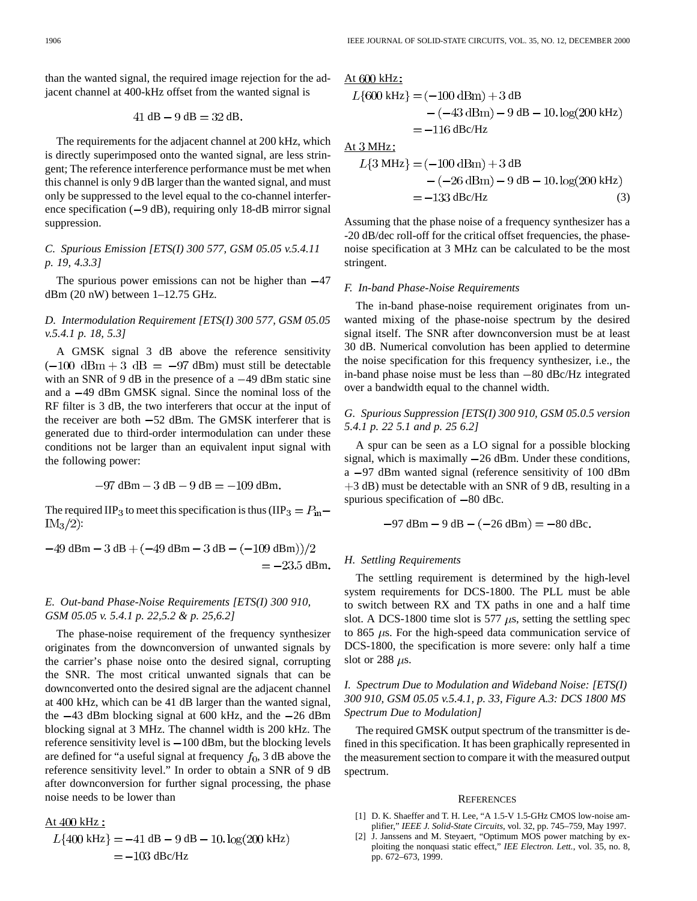than the wanted signal, the required image rejection for the adjacent channel at 400-kHz offset from the wanted signal is

$$41\text{ dB} - 9\text{ dB} = 32\text{ dB}.$$

The requirements for the adjacent channel at 200 kHz, which is directly superimposed onto the wanted signal, are less stringent; The reference interference performance must be met when this channel is only 9 dB larger than the wanted signal, and must only be suppressed to the level equal to the co-channel interference specification (−9 dB), requiring only 18-dB mirror signal suppression.

### *C. Spurious Emission [ETS(I) 300 577, GSM 05.05 v.5.4.11 p. 19, 4.3.3]*

The spurious power emissions can not be higher than −47 dBm (20 nW) between 1–12.75 GHz.

### *D. Intermodulation Requirement [ETS(I) 300 577, GSM 05.05 v.5.4.1 p. 18, 5.3]*

A GMSK signal 3 dB above the reference sensitivity $(-100\text{ dBm} + 3\text{ dB} = -97\text{ dBm})$ must still be detectable with an SNR of 9 dB in the presence of a −49 dBm static sine and a −49 dBm GMSK signal. Since the nominal loss of the RF filter is 3 dB, the two interferers that occur at the input of the receiver are both −52 dBm. The GMSK interferer that is generated due to third-order intermodulation can under these conditions not be larger than an equivalent input signal with the following power:

$$-97\text{ dBm} - 3\text{ dB} - 9\text{ dB} = -109\text{ dBm}.$$

The required $\text{IIP}_3$ to meet this specification is thus ($\text{IIP}_3 = P_{\text{in}} - \text{IM}_3/2$):

$$-49\text{ dBm} - 3\text{ dB} + (-49\text{ dBm} - 3\text{ dB} - (-109\text{ dBm}))/2 = -23.5\text{ dBm}.$$

### *E. Out-band Phase-Noise Requirements [ETS(I) 300 910, GSM 05.05 v. 5.4.1 p. 22,5.2 & p. 25,6.2]*

The phase-noise requirement of the frequency synthesizer originates from the downconversion of unwanted signals by the carrier's phase noise onto the desired signal, corrupting the SNR. The most critical unwanted signals that can be downconverted onto the desired signal are the adjacent channel at 400 kHz, which can be 41 dB larger than the wanted signal, the −43 dBm blocking signal at 600 kHz, and the −26 dBm blocking signal at 3 MHz. The channel width is 200 kHz. The reference sensitivity level is −100 dBm, but the blocking levels are defined for "a useful signal at frequency $f_0$, 3 dB above the reference sensitivity level." In order to obtain a SNR of 9 dB after downconversion for further signal processing, the phase noise needs to be lower than

At 400 kHz:

$$\begin{aligned} L\{400\text{ kHz}\} &= -41\text{ dB} - 9\text{ dB} - 10.\log(200\text{ kHz}) \\ &= -103\text{ dBc/Hz} \end{aligned}$$

At 600 kHz:

$$\begin{aligned} L\{600\text{ kHz}\} &= (-100\text{ dBm}) + 3\text{ dB} \\ &\quad - (-43\text{ dBm}) - 9\text{ dB} - 10.\log(200\text{ kHz}) \\ &= -116\text{ dBc/Hz} \end{aligned}$$

At 3 MHz:

$$\begin{aligned} L\{3\text{ MHz}\} &= (-100\text{ dBm}) + 3\text{ dB} \\ &\quad - (-26\text{ dBm}) - 9\text{ dB} - 10.\log(200\text{ kHz}) \\ &= -133\text{ dBc/Hz} \end{aligned} \tag{3}$$

Assuming that the phase noise of a frequency synthesizer has a -20 dB/dec roll-off for the critical offset frequencies, the phase-noise specification at 3 MHz can be calculated to be the most stringent.

### *F. In-band Phase-Noise Requirements*

The in-band phase-noise requirement originates from unwanted mixing of the phase-noise spectrum by the desired signal itself. The SNR after downconversion must be at least 30 dB. Numerical convolution has been applied to determine the noise specification for this frequency synthesizer, i.e., the in-band phase noise must be less than −80 dBc/Hz integrated over a bandwidth equal to the channel width.

### *G. Spurious Suppression [ETS(I) 300 910, GSM 05.0.5 version 5.4.1 p. 22 5.1 and p. 25 6.2]*

A spur can be seen as a LO signal for a possible blocking signal, which is maximally −26 dBm. Under these conditions, a −97 dBm wanted signal (reference sensitivity of 100 dBm +3 dB) must be detectable with an SNR of 9 dB, resulting in a spurious specification of −80 dBc.

$$-97\text{ dBm} - 9\text{ dB} - (-26\text{ dBm}) = -80\text{ dBc}.$$

### *H. Settling Requirements*

The settling requirement is determined by the high-level system requirements for DCS-1800. The PLL must be able to switch between RX and TX paths in one and a half time slot. A DCS-1800 time slot is 577 $\mu$s, setting the settling spec to 865 $\mu$s. For the high-speed data communication service of DCS-1800, the specification is more severe: only half a time slot or 288 $\mu$s.

### *I. Spectrum Due to Modulation and Wideband Noise: [ETS(I) 300 910, GSM 05.05 v.5.4.1, p. 33, Figure A.3: DCS 1800 MS Spectrum Due to Modulation]*

The required GMSK output spectrum of the transmitter is defined in this specification. It has been graphically represented in the measurement section to compare it with the measured output spectrum.

## REFERENCES

[1] D. K. Shaeffer and T. H. Lee, "A 1.5-V 1.5-GHz CMOS low-noise amplifier," *IEEE J. Solid-State Circuits*, vol. 32, pp. 745–759, May 1997.

[2] J. Janssens and M. Steyaert, "Optimum MOS power matching by exploiting the nonquasi static effect," *IEE Electron. Lett.*, vol. 35, no. 8, pp. 672–673, 1999.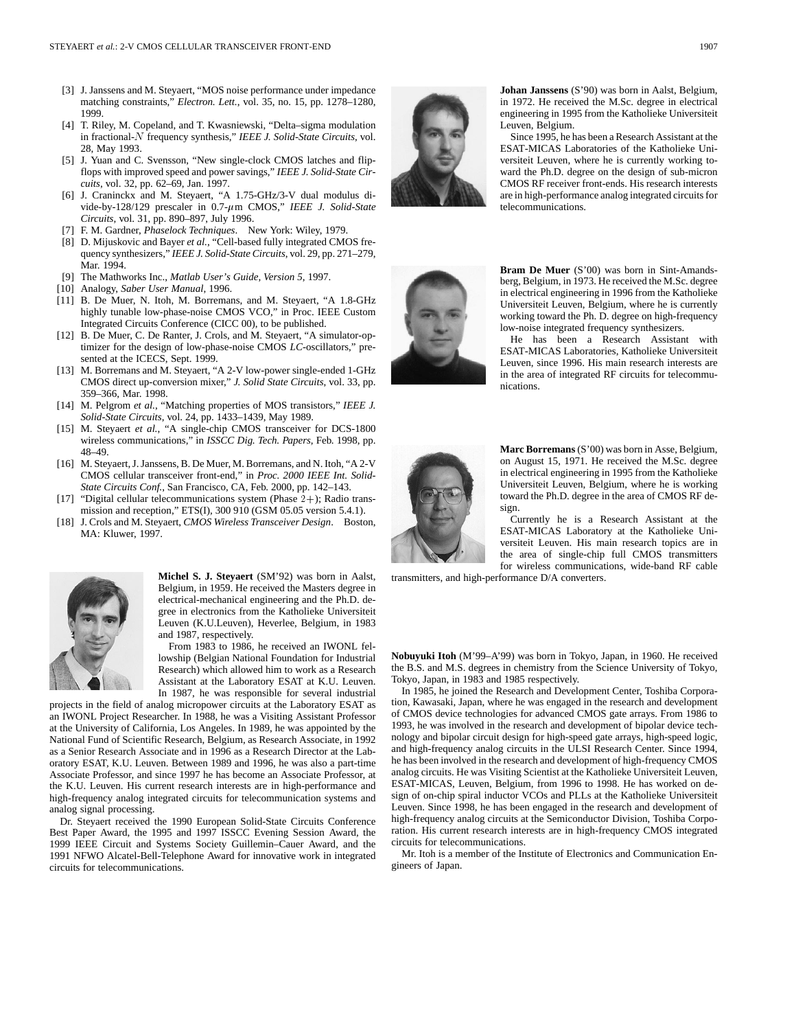[3] J. Janssens and M. Steyaert, "MOS noise performance under impedance matching constraints," *Electron. Lett.*, vol. 35, no. 15, pp. 1278–1280, 1999.

[4] T. Riley, M. Copeland, and T. Kwasniewski, "Delta–sigma modulation in fractional-$N$ frequency synthesis," *IEEE J. Solid-State Circuits*, vol. 28, May 1993.

[5] J. Yuan and C. Svensson, "New single-clock CMOS latches and flip-flops with improved speed and power savings," *IEEE J. Solid-State Circuits*, vol. 32, pp. 62–69, Jan. 1997.

[6] J. Craninckx and M. Steyaert, "A 1.75-GHz/3-V dual modulus divide-by-128/129 prescaler in 0.7-$\mu$m CMOS," *IEEE J. Solid-State Circuits*, vol. 31, pp. 890–897, July 1996.

[7] F. M. Gardner, *Phaselock Techniques*. New York: Wiley, 1979.

[8] D. Mijuskovic and Bayer *et al.*, "Cell-based fully integrated CMOS frequency synthesizers," *IEEE J. Solid-State Circuits*, vol. 29, pp. 271–279, Mar. 1994.

[9] The Mathworks Inc., *Matlab User's Guide, Version 5*, 1997.

[10] Analogy, *Saber User Manual*, 1996.

[11] B. De Muer, N. Itoh, M. Borremans, and M. Steyaert, "A 1.8-GHz highly tunable low-phase-noise CMOS VCO," in Proc. IEEE Custom Integrated Circuits Conference (CICC 00), to be published.

[12] B. De Muer, C. De Ranter, J. Crols, and M. Steyaert, "A simulator-optimizer for the design of low-phase-noise CMOS *LC*-oscillators," presented at the ICECS, Sept. 1999.

[13] M. Borremans and M. Steyaert, "A 2-V low-power single-ended 1-GHz CMOS direct up-conversion mixer," *J. Solid State Circuits*, vol. 33, pp. 359–366, Mar. 1998.

[14] M. Pelgrom *et al.*, "Matching properties of MOS transistors," *IEEE J. Solid-State Circuits*, vol. 24, pp. 1433–1439, May 1989.

[15] M. Steyaert *et al.*, "A single-chip CMOS transceiver for DCS-1800 wireless communications," in *ISSCC Dig. Tech. Papers*, Feb. 1998, pp. 48–49.

[16] M. Steyaert, J. Janssens, B. De Muer, M. Borremans, and N. Itoh, "A 2-V CMOS cellular transceiver front-end," in *Proc. 2000 IEEE Int. Solid-State Circuits Conf.*, San Francisco, CA, Feb. 2000, pp. 142–143.

[17] "Digital cellular telecommunications system (Phase $2+$); Radio transmission and reception," ETS(I), 300 910 (GSM 05.05 version 5.4.1).

[18] J. Crols and M. Steyaert, *CMOS Wireless Transceiver Design*. Boston, MA: Kluwer, 1997.

**Michel S. J. Steyaert** (SM'92) was born in Aalst, Belgium, in 1959. He received the Masters degree in electrical-mechanical engineering and the Ph.D. degree in electronics from the Katholieke Universiteit Leuven (K.U.Leuven), Heverlee, Belgium, in 1983 and 1987, respectively.

From 1983 to 1986, he received an IWONL fellowship (Belgian National Foundation for Industrial Research) which allowed him to work as a Research Assistant at the Laboratory ESAT at K.U. Leuven. In 1987, he was responsible for several industrial projects in the field of analog micropower circuits at the Laboratory ESAT as an IWONL Project Researcher. In 1988, he was a Visiting Assistant Professor at the University of California, Los Angeles. In 1989, he was appointed by the National Fund of Scientific Research, Belgium, as Research Associate, in 1992 as a Senior Research Associate and in 1996 as a Research Director at the Laboratory ESAT, K.U. Leuven. Between 1989 and 1996, he was also a part-time Associate Professor, and since 1997 he has become an Associate Professor, at the K.U. Leuven. His current research interests are in high-performance and high-frequency analog integrated circuits for telecommunication systems and analog signal processing.

Dr. Steyaert received the 1990 European Solid-State Circuits Conference Best Paper Award, the 1995 and 1997 ISSCC Evening Session Award, the 1999 IEEE Circuit and Systems Society Guillemin–Cauer Award, and the 1991 NFWO Alcatel-Bell-Telephone Award for innovative work in integrated circuits for telecommunications.

**Johan Janssens** (S'90) was born in Aalst, Belgium, in 1972. He received the M.Sc. degree in electrical engineering in 1995 from the Katholieke Universiteit Leuven, Belgium.

Since 1995, he has been a Research Assistant at the ESAT-MICAS Laboratories of the Katholieke Universiteit Leuven, where he is currently working toward the Ph.D. degree on the design of sub-micron CMOS RF receiver front-ends. His research interests are in high-performance analog integrated circuits for telecommunications.

**Bram De Muer** (S'00) was born in Sint-Amandsberg, Belgium, in 1973. He received the M.Sc. degree in electrical engineering in 1996 from the Katholieke Universiteit Leuven, Belgium, where he is currently working toward the Ph. D. degree on high-frequency low-noise integrated frequency synthesizers.

He has been a Research Assistant with ESAT-MICAS Laboratories, Katholieke Universiteit Leuven, since 1996. His main research interests are in the area of integrated RF circuits for telecommunications.

**Marc Borremans** (S'00) was born in Asse, Belgium, on August 15, 1971. He received the M.Sc. degree in electrical engineering in 1995 from the Katholieke Universiteit Leuven, Belgium, where he is working toward the Ph.D. degree in the area of CMOS RF design.

Currently he is a Research Assistant at the ESAT-MICAS Laboratory at the Katholieke Universiteit Leuven. His main research topics are in the area of single-chip full CMOS transmitters for wireless communications, wide-band RF cable transmitters, and high-performance D/A converters.

**Nobuyuki Itoh** (M'99–A'99) was born in Tokyo, Japan, in 1960. He received the B.S. and M.S. degrees in chemistry from the Science University of Tokyo, Tokyo, Japan, in 1983 and 1985 respectively.

In 1985, he joined the Research and Development Center, Toshiba Corporation, Kawasaki, Japan, where he was engaged in the research and development of CMOS device technologies for advanced CMOS gate arrays. From 1986 to 1993, he was involved in the research and development of bipolar device technology and bipolar circuit design for high-speed gate arrays, high-speed logic, and high-frequency analog circuits in the ULSI Research Center. Since 1994, he has been involved in the research and development of high-frequency CMOS analog circuits. He was Visiting Scientist at the Katholieke Universiteit Leuven, ESAT-MICAS, Leuven, Belgium, from 1996 to 1998. He has worked on design of on-chip spiral inductor VCOs and PLLs at the Katholieke Universiteit Leuven. Since 1998, he has been engaged in the research and development of high-frequency analog circuits at the Semiconductor Division, Toshiba Corporation. His current research interests are in high-frequency CMOS integrated circuits for telecommunications.

Mr. Itoh is a member of the Institute of Electronics and Communication Engineers of Japan.